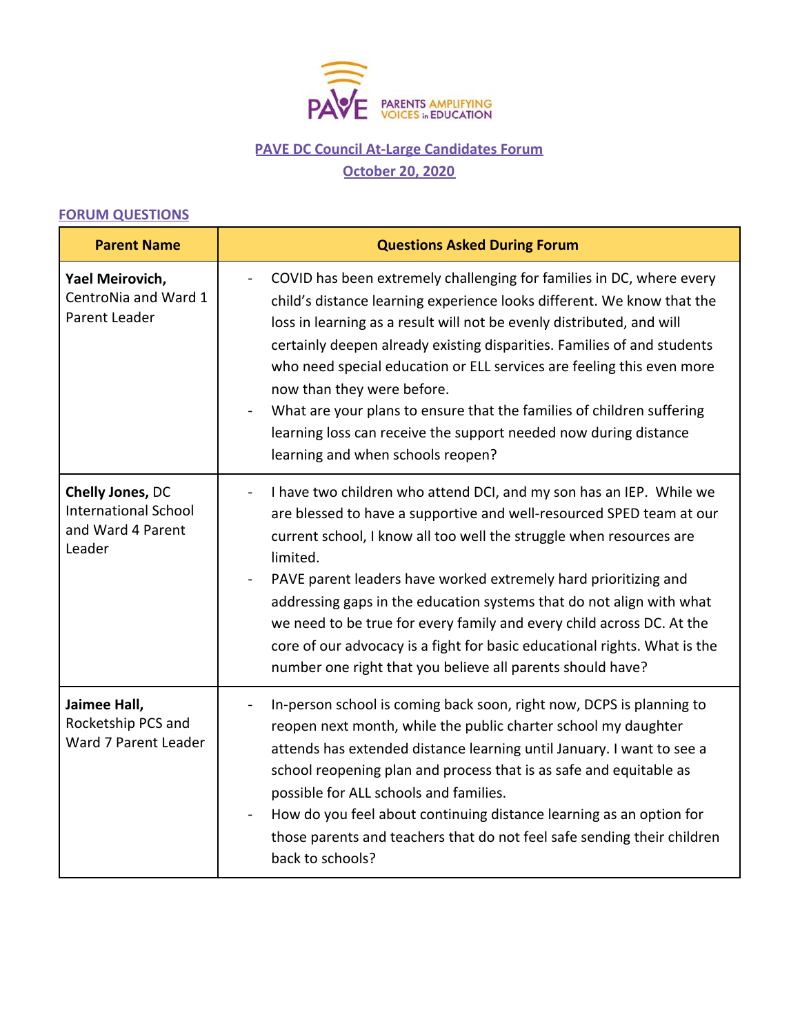PARENTS AMPLIFYING VOICES in EDUCATION

## PAVE DC Council At-Large Candidates Forum
## October 20, 2020

### FORUM QUESTIONS

| Parent Name | Questions Asked During Forum |
|---|---|
| **Yael Meirovich,** CentroNia and Ward 1 Parent Leader | - COVID has been extremely challenging for families in DC, where every child's distance learning experience looks different. We know that the loss in learning as a result will not be evenly distributed, and will certainly deepen already existing disparities. Families of and students who need special education or ELL services are feeling this even more now than they were before.<br>- What are your plans to ensure that the families of children suffering learning loss can receive the support needed now during distance learning and when schools reopen? |
| **Chelly Jones,** DC International School and Ward 4 Parent Leader | - I have two children who attend DCI, and my son has an IEP. While we are blessed to have a supportive and well-resourced SPED team at our current school, I know all too well the struggle when resources are limited.<br>- PAVE parent leaders have worked extremely hard prioritizing and addressing gaps in the education systems that do not align with what we need to be true for every family and every child across DC. At the core of our advocacy is a fight for basic educational rights. What is the number one right that you believe all parents should have? |
| **Jaimee Hall,** Rocketship PCS and Ward 7 Parent Leader | - In-person school is coming back soon, right now, DCPS is planning to reopen next month, while the public charter school my daughter attends has extended distance learning until January. I want to see a school reopening plan and process that is as safe and equitable as possible for ALL schools and families.<br>- How do you feel about continuing distance learning as an option for those parents and teachers that do not feel safe sending their children back to schools? |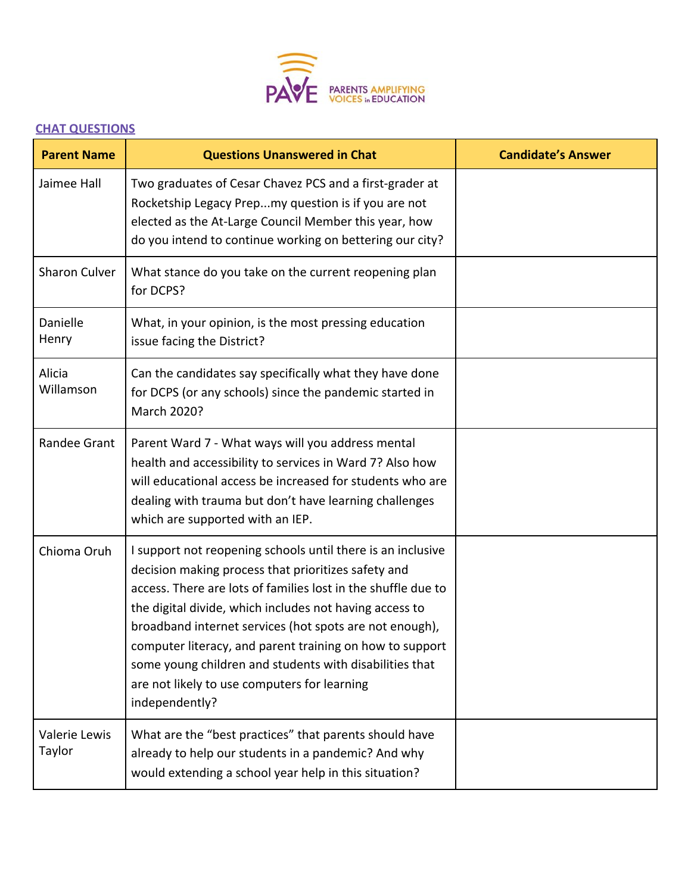PAVE PARENTS AMPLIFYING VOICES in EDUCATION

## CHAT QUESTIONS

| Parent Name | Questions Unanswered in Chat | Candidate's Answer |
|---|---|---|
| Jaimee Hall | Two graduates of Cesar Chavez PCS and a first-grader at Rocketship Legacy Prep...my question is if you are not elected as the At-Large Council Member this year, how do you intend to continue working on bettering our city? | |
| Sharon Culver | What stance do you take on the current reopening plan for DCPS? | |
| Danielle Henry | What, in your opinion, is the most pressing education issue facing the District? | |
| Alicia Willamson | Can the candidates say specifically what they have done for DCPS (or any schools) since the pandemic started in March 2020? | |
| Randee Grant | Parent Ward 7 - What ways will you address mental health and accessibility to services in Ward 7? Also how will educational access be increased for students who are dealing with trauma but don't have learning challenges which are supported with an IEP. | |
| Chioma Oruh | I support not reopening schools until there is an inclusive decision making process that prioritizes safety and access. There are lots of families lost in the shuffle due to the digital divide, which includes not having access to broadband internet services (hot spots are not enough), computer literacy, and parent training on how to support some young children and students with disabilities that are not likely to use computers for learning independently? | |
| Valerie Lewis Taylor | What are the "best practices" that parents should have already to help our students in a pandemic? And why would extending a school year help in this situation? | |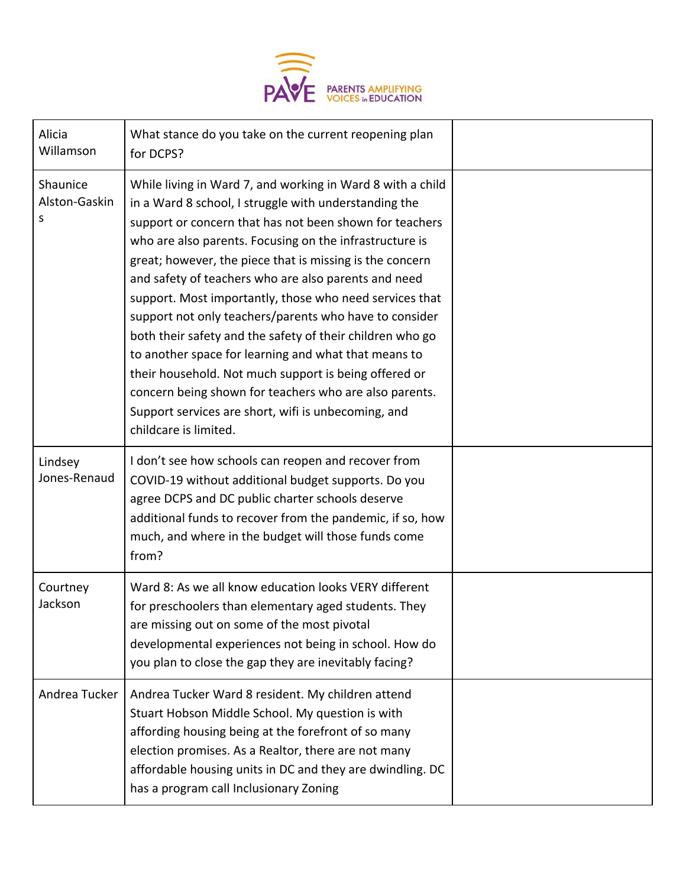| Alicia Willamson | What stance do you take on the current reopening plan for DCPS? | |
|---|---|---|
| Shaunice Alston-Gaskins | While living in Ward 7, and working in Ward 8 with a child in a Ward 8 school, I struggle with understanding the support or concern that has not been shown for teachers who are also parents. Focusing on the infrastructure is great; however, the piece that is missing is the concern and safety of teachers who are also parents and need support. Most importantly, those who need services that support not only teachers/parents who have to consider both their safety and the safety of their children who go to another space for learning and what that means to their household. Not much support is being offered or concern being shown for teachers who are also parents. Support services are short, wifi is unbecoming, and childcare is limited. | |
| Lindsey Jones-Renaud | I don't see how schools can reopen and recover from COVID-19 without additional budget supports. Do you agree DCPS and DC public charter schools deserve additional funds to recover from the pandemic, if so, how much, and where in the budget will those funds come from? | |
| Courtney Jackson | Ward 8: As we all know education looks VERY different for preschoolers than elementary aged students. They are missing out on some of the most pivotal developmental experiences not being in school. How do you plan to close the gap they are inevitably facing? | |
| Andrea Tucker | Andrea Tucker Ward 8 resident. My children attend Stuart Hobson Middle School. My question is with affording housing being at the forefront of so many election promises. As a Realtor, there are not many affordable housing units in DC and they are dwindling. DC has a program call Inclusionary Zoning | |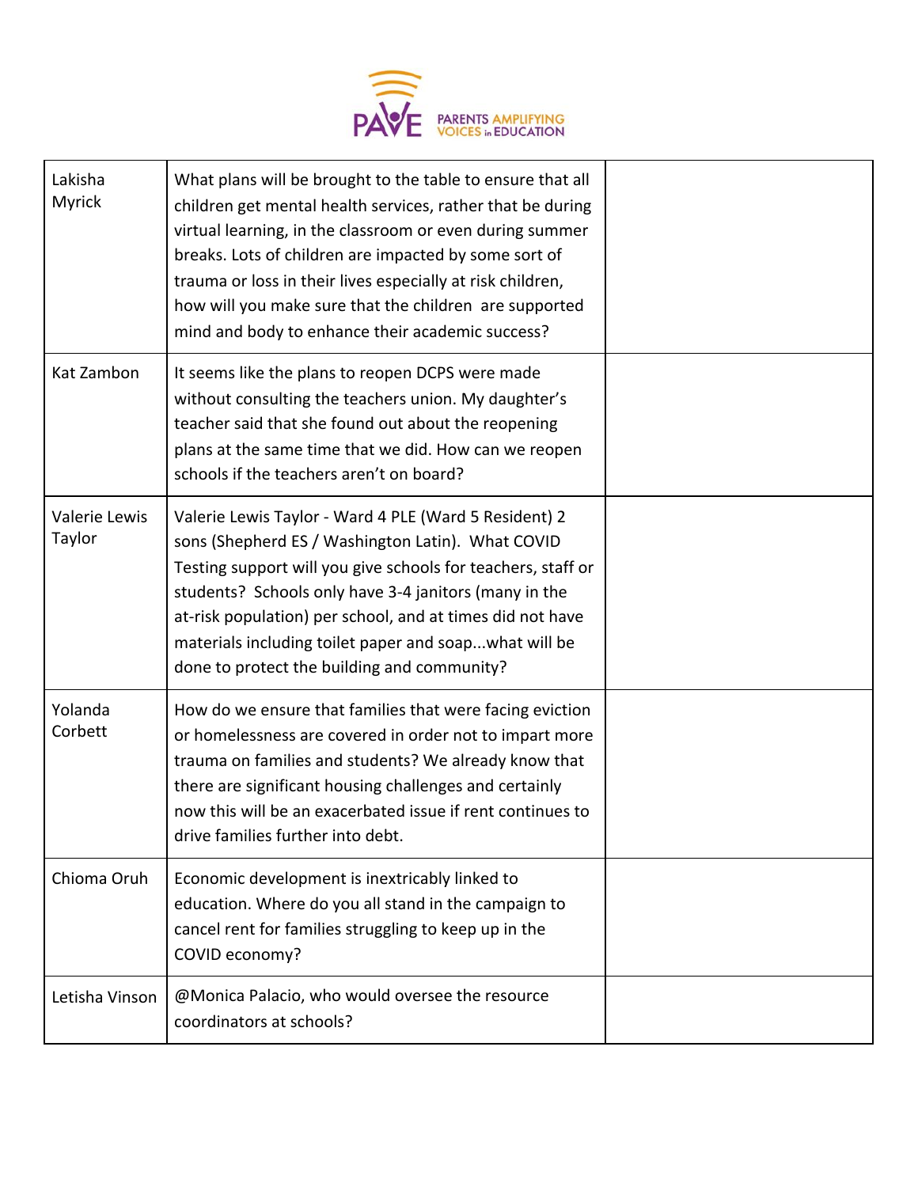| | | |
|---|---|---|
| Lakisha Myrick | What plans will be brought to the table to ensure that all children get mental health services, rather that be during virtual learning, in the classroom or even during summer breaks. Lots of children are impacted by some sort of trauma or loss in their lives especially at risk children, how will you make sure that the children are supported mind and body to enhance their academic success? | |
| Kat Zambon | It seems like the plans to reopen DCPS were made without consulting the teachers union. My daughter's teacher said that she found out about the reopening plans at the same time that we did. How can we reopen schools if the teachers aren't on board? | |
| Valerie Lewis Taylor | Valerie Lewis Taylor - Ward 4 PLE (Ward 5 Resident) 2 sons (Shepherd ES / Washington Latin). What COVID Testing support will you give schools for teachers, staff or students? Schools only have 3-4 janitors (many in the at-risk population) per school, and at times did not have materials including toilet paper and soap...what will be done to protect the building and community? | |
| Yolanda Corbett | How do we ensure that families that were facing eviction or homelessness are covered in order not to impart more trauma on families and students? We already know that there are significant housing challenges and certainly now this will be an exacerbated issue if rent continues to drive families further into debt. | |
| Chioma Oruh | Economic development is inextricably linked to education. Where do you all stand in the campaign to cancel rent for families struggling to keep up in the COVID economy? | |
| Letisha Vinson | @Monica Palacio, who would oversee the resource coordinators at schools? | |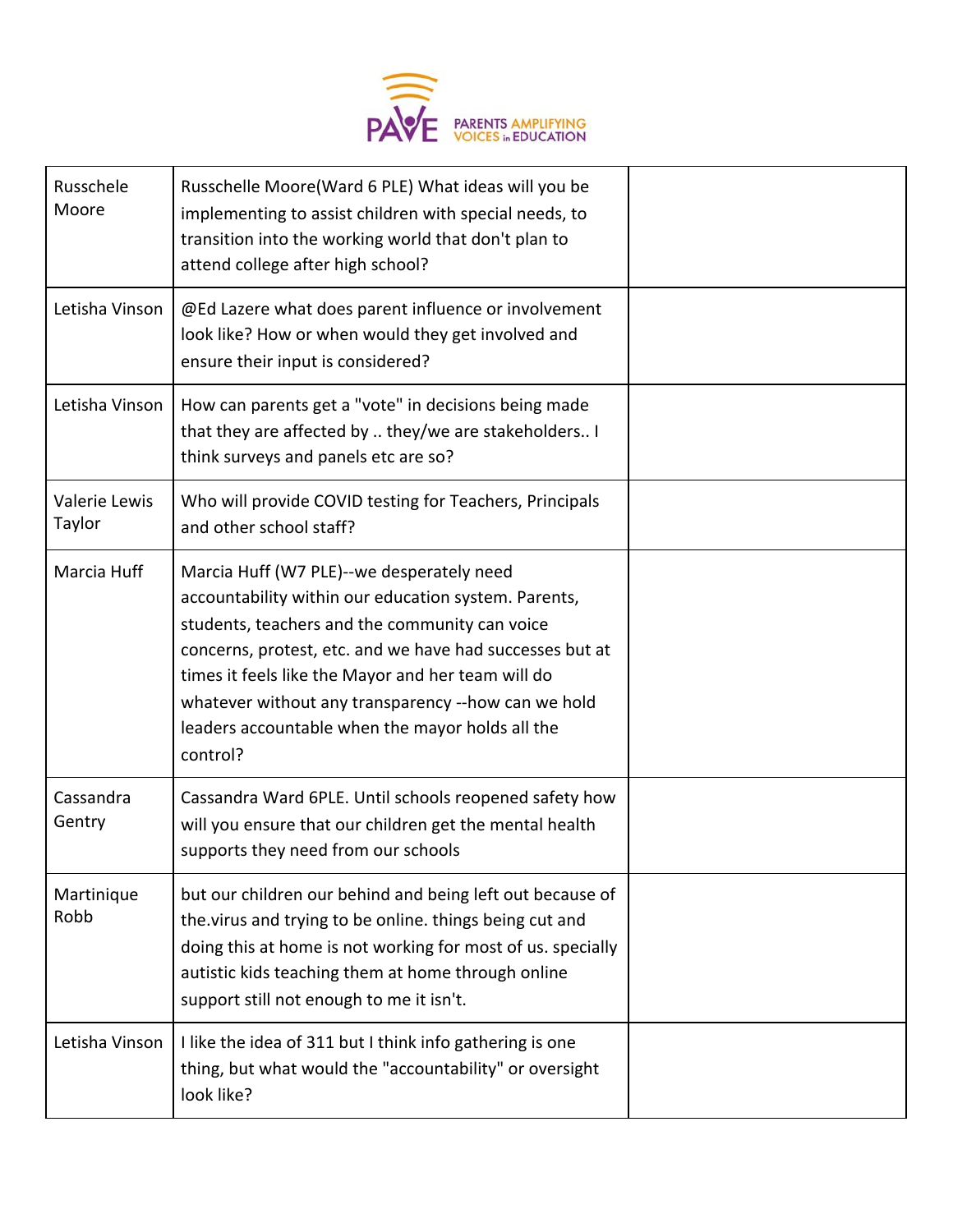| | | |
|---|---|---|
| Russchele Moore | Russchelle Moore(Ward 6 PLE) What ideas will you be implementing to assist children with special needs, to transition into the working world that don't plan to attend college after high school? | |
| Letisha Vinson | @Ed Lazere what does parent influence or involvement look like? How or when would they get involved and ensure their input is considered? | |
| Letisha Vinson | How can parents get a "vote" in decisions being made that they are affected by .. they/we are stakeholders.. I think surveys and panels etc are so? | |
| Valerie Lewis Taylor | Who will provide COVID testing for Teachers, Principals and other school staff? | |
| Marcia Huff | Marcia Huff (W7 PLE)--we desperately need accountability within our education system. Parents, students, teachers and the community can voice concerns, protest, etc. and we have had successes but at times it feels like the Mayor and her team will do whatever without any transparency --how can we hold leaders accountable when the mayor holds all the control? | |
| Cassandra Gentry | Cassandra Ward 6PLE. Until schools reopened safety how will you ensure that our children get the mental health supports they need from our schools | |
| Martinique Robb | but our children our behind and being left out because of the.virus and trying to be online. things being cut and doing this at home is not working for most of us. specially autistic kids teaching them at home through online support still not enough to me it isn't. | |
| Letisha Vinson | I like the idea of 311 but I think info gathering is one thing, but what would the "accountability" or oversight look like? | |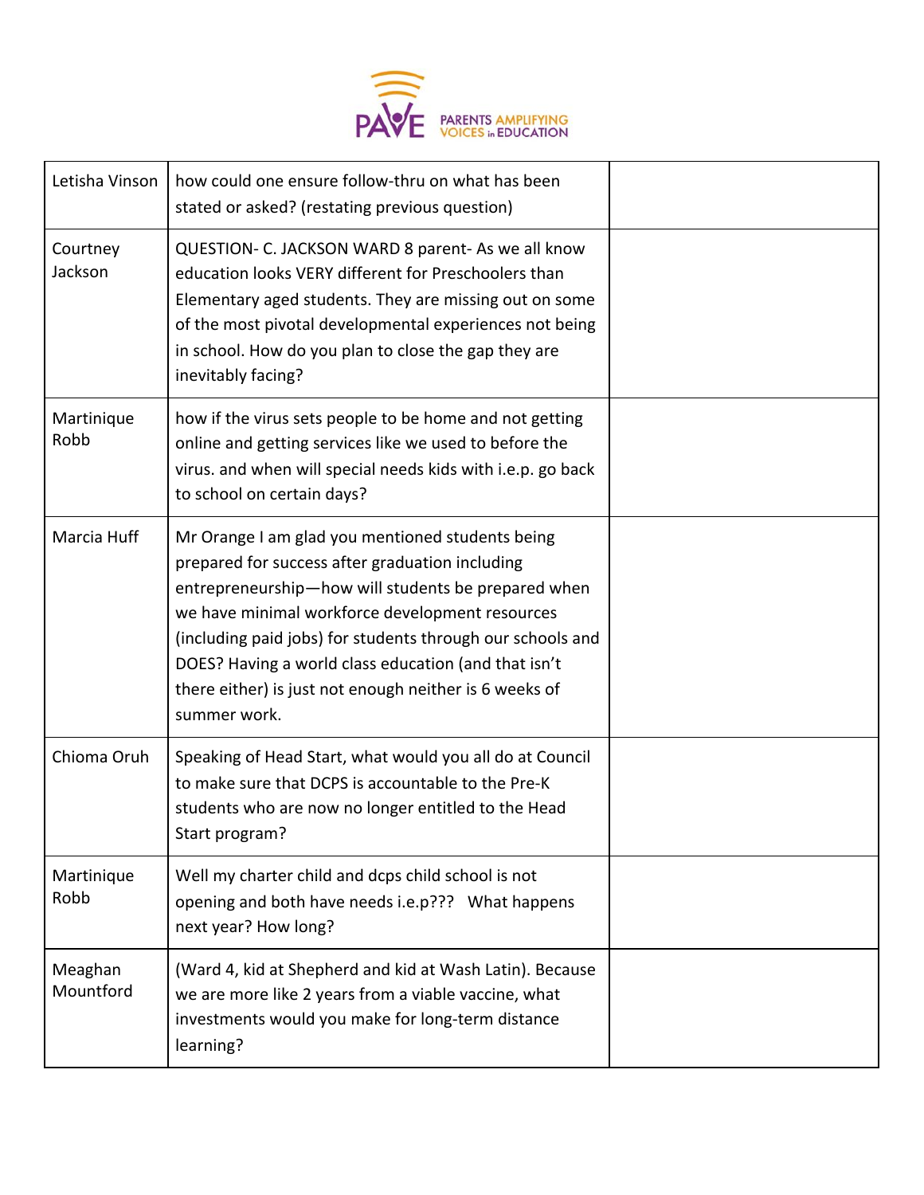| Letisha Vinson | how could one ensure follow-thru on what has been stated or asked? (restating previous question) | |
|---|---|---|
| Courtney Jackson | QUESTION- C. JACKSON WARD 8 parent- As we all know education looks VERY different for Preschoolers than Elementary aged students. They are missing out on some of the most pivotal developmental experiences not being in school. How do you plan to close the gap they are inevitably facing? | |
| Martinique Robb | how if the virus sets people to be home and not getting online and getting services like we used to before the virus. and when will special needs kids with i.e.p. go back to school on certain days? | |
| Marcia Huff | Mr Orange I am glad you mentioned students being prepared for success after graduation including entrepreneurship—how will students be prepared when we have minimal workforce development resources (including paid jobs) for students through our schools and DOES? Having a world class education (and that isn't there either) is just not enough neither is 6 weeks of summer work. | |
| Chioma Oruh | Speaking of Head Start, what would you all do at Council to make sure that DCPS is accountable to the Pre-K students who are now no longer entitled to the Head Start program? | |
| Martinique Robb | Well my charter child and dcps child school is not opening and both have needs i.e.p??? What happens next year? How long? | |
| Meaghan Mountford | (Ward 4, kid at Shepherd and kid at Wash Latin). Because we are more like 2 years from a viable vaccine, what investments would you make for long-term distance learning? | |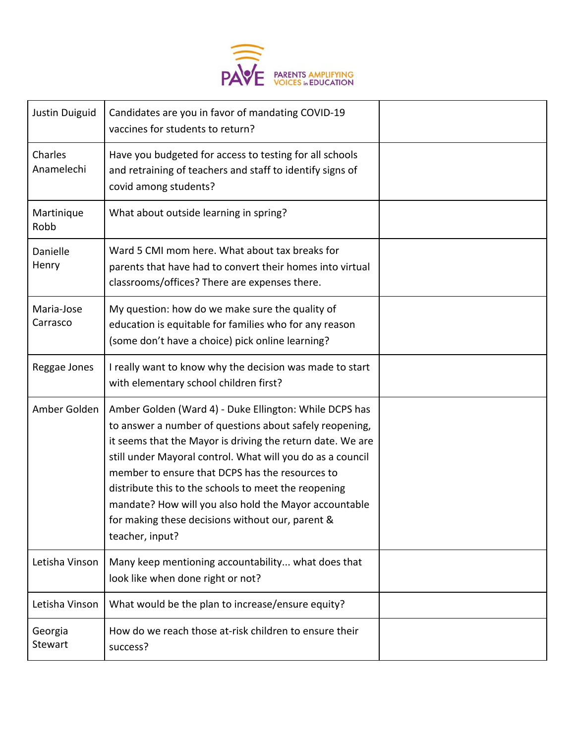| Justin Duiguid | Candidates are you in favor of mandating COVID-19 vaccines for students to return? | |
|---|---|---|
| Charles Anamelechi | Have you budgeted for access to testing for all schools and retraining of teachers and staff to identify signs of covid among students? | |
| Martinique Robb | What about outside learning in spring? | |
| Danielle Henry | Ward 5 CMI mom here. What about tax breaks for parents that have had to convert their homes into virtual classrooms/offices? There are expenses there. | |
| Maria-Jose Carrasco | My question: how do we make sure the quality of education is equitable for families who for any reason (some don't have a choice) pick online learning? | |
| Reggae Jones | I really want to know why the decision was made to start with elementary school children first? | |
| Amber Golden | Amber Golden (Ward 4) - Duke Ellington: While DCPS has to answer a number of questions about safely reopening, it seems that the Mayor is driving the return date. We are still under Mayoral control. What will you do as a council member to ensure that DCPS has the resources to distribute this to the schools to meet the reopening mandate? How will you also hold the Mayor accountable for making these decisions without our, parent & teacher, input? | |
| Letisha Vinson | Many keep mentioning accountability... what does that look like when done right or not? | |
| Letisha Vinson | What would be the plan to increase/ensure equity? | |
| Georgia Stewart | How do we reach those at-risk children to ensure their success? | |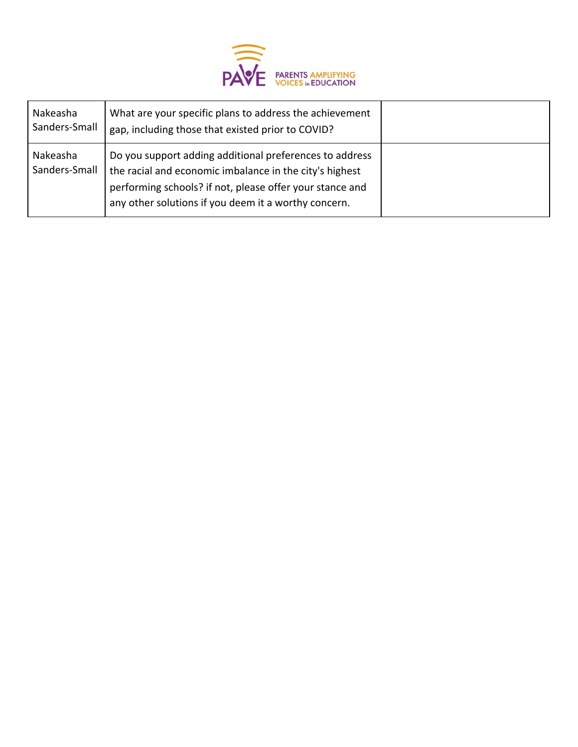PAVE PARENTS AMPLIFYING VOICES in EDUCATION

| | | |
|---|---|---|
| Nakeasha Sanders-Small | What are your specific plans to address the achievement gap, including those that existed prior to COVID? | |
| Nakeasha Sanders-Small | Do you support adding additional preferences to address the racial and economic imbalance in the city's highest performing schools? if not, please offer your stance and any other solutions if you deem it a worthy concern. | |